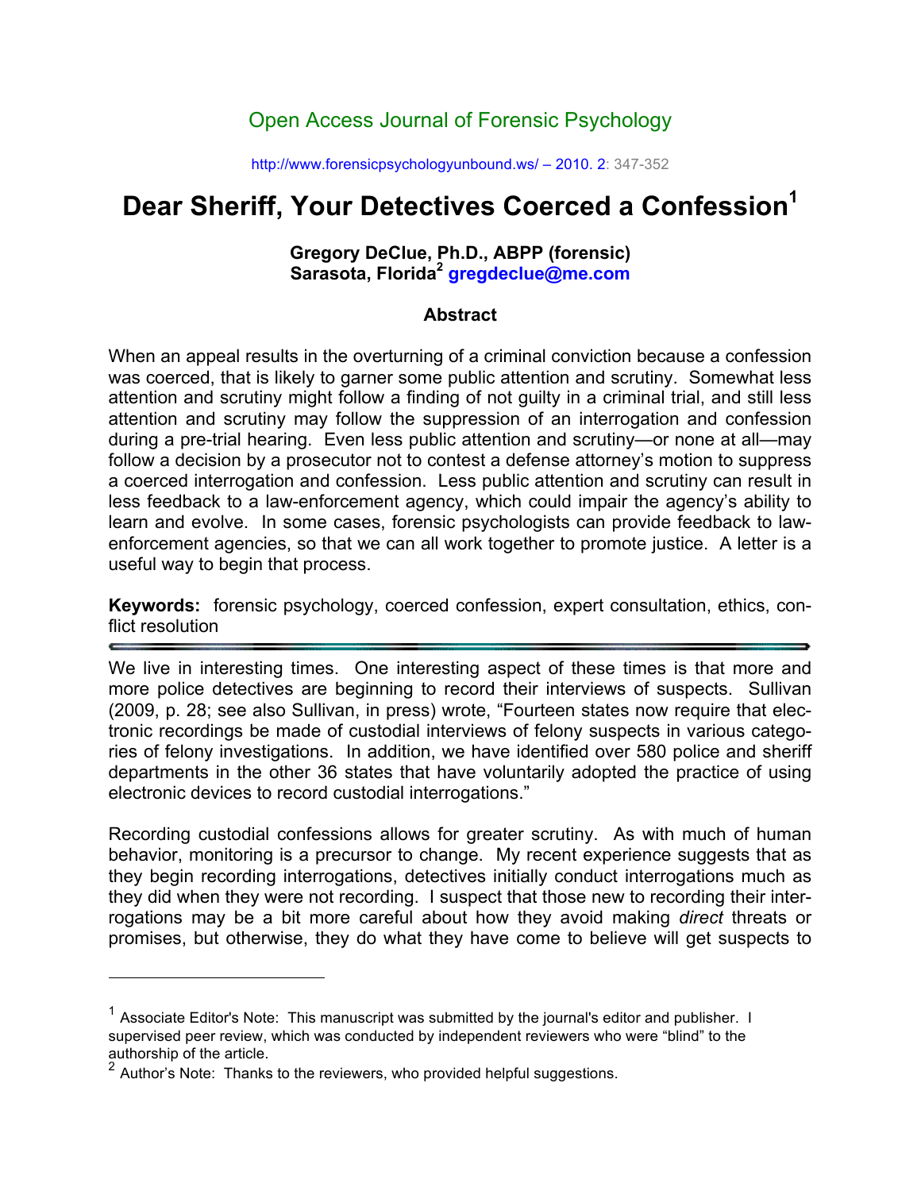Open Access Journal of Forensic Psychology

http://www.forensicpsychologyunbound.ws/ – 2010. 2: 347-352

# Dear Sheriff, Your Detectives Coerced a Confession[1]

**Gregory DeClue, Ph.D., ABPP (forensic)**
**Sarasota, Florida[2] gregdeclue@me.com**

### Abstract

When an appeal results in the overturning of a criminal conviction because a confession was coerced, that is likely to garner some public attention and scrutiny. Somewhat less attention and scrutiny might follow a finding of not guilty in a criminal trial, and still less attention and scrutiny may follow the suppression of an interrogation and confession during a pre-trial hearing. Even less public attention and scrutiny—or none at all—may follow a decision by a prosecutor not to contest a defense attorney's motion to suppress a coerced interrogation and confession. Less public attention and scrutiny can result in less feedback to a law-enforcement agency, which could impair the agency's ability to learn and evolve. In some cases, forensic psychologists can provide feedback to law-enforcement agencies, so that we can all work together to promote justice. A letter is a useful way to begin that process.

**Keywords:** forensic psychology, coerced confession, expert consultation, ethics, conflict resolution

---

We live in interesting times. One interesting aspect of these times is that more and more police detectives are beginning to record their interviews of suspects. Sullivan (2009, p. 28; see also Sullivan, in press) wrote, "Fourteen states now require that electronic recordings be made of custodial interviews of felony suspects in various categories of felony investigations. In addition, we have identified over 580 police and sheriff departments in the other 36 states that have voluntarily adopted the practice of using electronic devices to record custodial interrogations."

Recording custodial confessions allows for greater scrutiny. As with much of human behavior, monitoring is a precursor to change. My recent experience suggests that as they begin recording interrogations, detectives initially conduct interrogations much as they did when they were not recording. I suspect that those new to recording their interrogations may be a bit more careful about how they avoid making *direct* threats or promises, but otherwise, they do what they have come to believe will get suspects to

---

[1] Associate Editor's Note: This manuscript was submitted by the journal's editor and publisher. I supervised peer review, which was conducted by independent reviewers who were "blind" to the authorship of the article.

[2] Author's Note: Thanks to the reviewers, who provided helpful suggestions.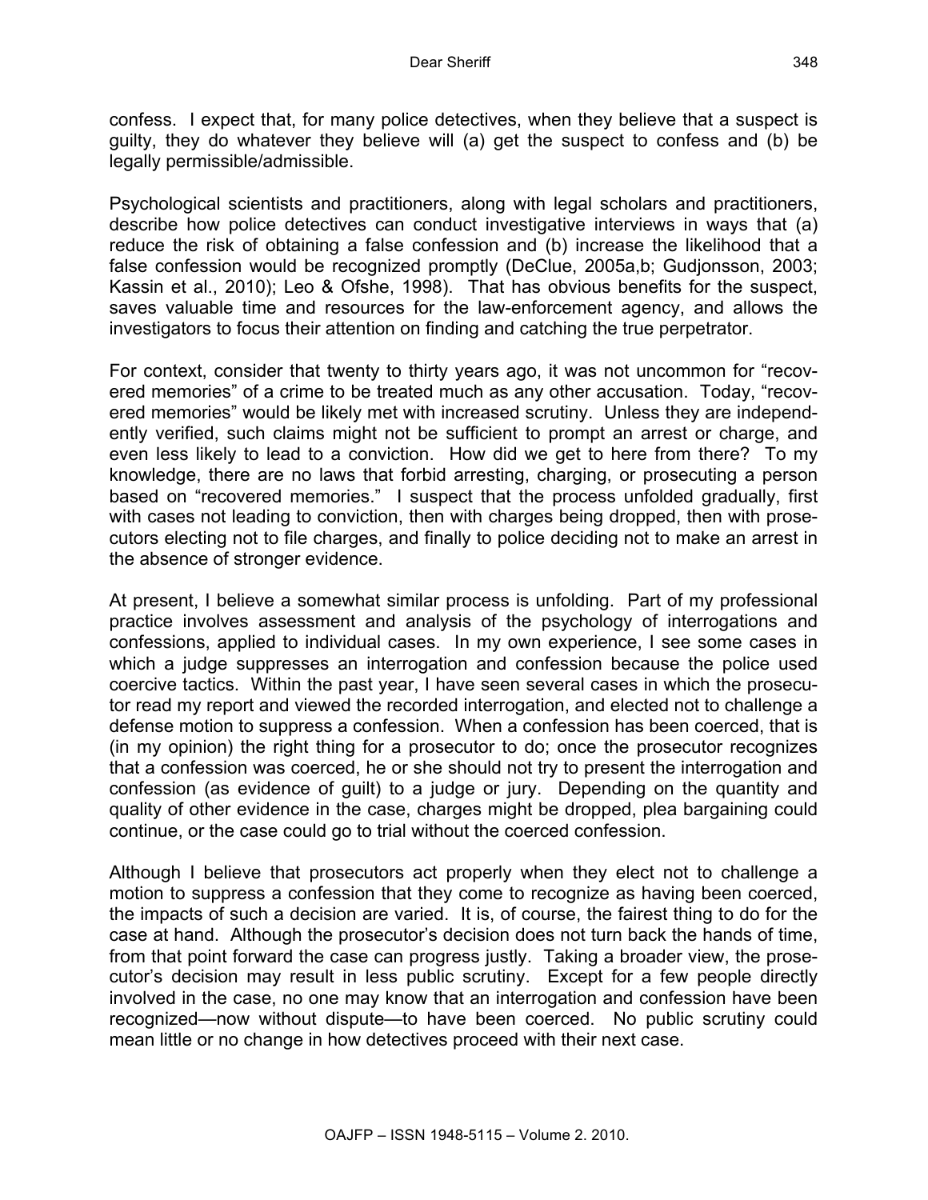confess. I expect that, for many police detectives, when they believe that a suspect is guilty, they do whatever they believe will (a) get the suspect to confess and (b) be legally permissible/admissible.

Psychological scientists and practitioners, along with legal scholars and practitioners, describe how police detectives can conduct investigative interviews in ways that (a) reduce the risk of obtaining a false confession and (b) increase the likelihood that a false confession would be recognized promptly (DeClue, 2005a,b; Gudjonsson, 2003; Kassin et al., 2010); Leo & Ofshe, 1998). That has obvious benefits for the suspect, saves valuable time and resources for the law-enforcement agency, and allows the investigators to focus their attention on finding and catching the true perpetrator.

For context, consider that twenty to thirty years ago, it was not uncommon for "recovered memories" of a crime to be treated much as any other accusation. Today, "recovered memories" would be likely met with increased scrutiny. Unless they are independently verified, such claims might not be sufficient to prompt an arrest or charge, and even less likely to lead to a conviction. How did we get to here from there? To my knowledge, there are no laws that forbid arresting, charging, or prosecuting a person based on "recovered memories." I suspect that the process unfolded gradually, first with cases not leading to conviction, then with charges being dropped, then with prosecutors electing not to file charges, and finally to police deciding not to make an arrest in the absence of stronger evidence.

At present, I believe a somewhat similar process is unfolding. Part of my professional practice involves assessment and analysis of the psychology of interrogations and confessions, applied to individual cases. In my own experience, I see some cases in which a judge suppresses an interrogation and confession because the police used coercive tactics. Within the past year, I have seen several cases in which the prosecutor read my report and viewed the recorded interrogation, and elected not to challenge a defense motion to suppress a confession. When a confession has been coerced, that is (in my opinion) the right thing for a prosecutor to do; once the prosecutor recognizes that a confession was coerced, he or she should not try to present the interrogation and confession (as evidence of guilt) to a judge or jury. Depending on the quantity and quality of other evidence in the case, charges might be dropped, plea bargaining could continue, or the case could go to trial without the coerced confession.

Although I believe that prosecutors act properly when they elect not to challenge a motion to suppress a confession that they come to recognize as having been coerced, the impacts of such a decision are varied. It is, of course, the fairest thing to do for the case at hand. Although the prosecutor's decision does not turn back the hands of time, from that point forward the case can progress justly. Taking a broader view, the prosecutor's decision may result in less public scrutiny. Except for a few people directly involved in the case, no one may know that an interrogation and confession have been recognized—now without dispute—to have been coerced. No public scrutiny could mean little or no change in how detectives proceed with their next case.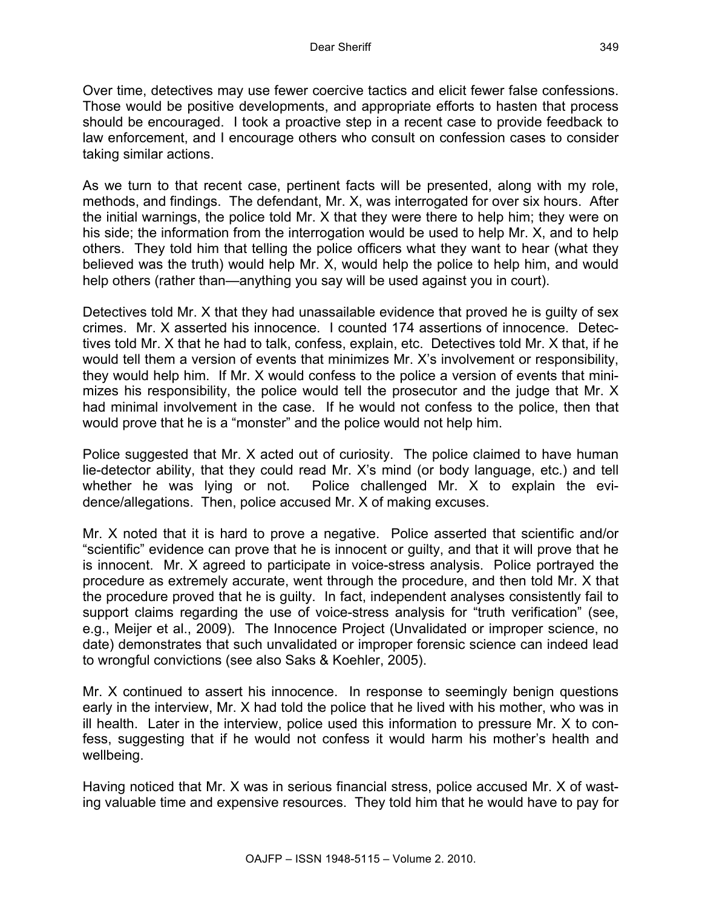Over time, detectives may use fewer coercive tactics and elicit fewer false confessions. Those would be positive developments, and appropriate efforts to hasten that process should be encouraged. I took a proactive step in a recent case to provide feedback to law enforcement, and I encourage others who consult on confession cases to consider taking similar actions.

As we turn to that recent case, pertinent facts will be presented, along with my role, methods, and findings. The defendant, Mr. X, was interrogated for over six hours. After the initial warnings, the police told Mr. X that they were there to help him; they were on his side; the information from the interrogation would be used to help Mr. X, and to help others. They told him that telling the police officers what they want to hear (what they believed was the truth) would help Mr. X, would help the police to help him, and would help others (rather than—anything you say will be used against you in court).

Detectives told Mr. X that they had unassailable evidence that proved he is guilty of sex crimes. Mr. X asserted his innocence. I counted 174 assertions of innocence. Detectives told Mr. X that he had to talk, confess, explain, etc. Detectives told Mr. X that, if he would tell them a version of events that minimizes Mr. X's involvement or responsibility, they would help him. If Mr. X would confess to the police a version of events that minimizes his responsibility, the police would tell the prosecutor and the judge that Mr. X had minimal involvement in the case. If he would not confess to the police, then that would prove that he is a "monster" and the police would not help him.

Police suggested that Mr. X acted out of curiosity. The police claimed to have human lie-detector ability, that they could read Mr. X's mind (or body language, etc.) and tell whether he was lying or not. Police challenged Mr. X to explain the evidence/allegations. Then, police accused Mr. X of making excuses.

Mr. X noted that it is hard to prove a negative. Police asserted that scientific and/or "scientific" evidence can prove that he is innocent or guilty, and that it will prove that he is innocent. Mr. X agreed to participate in voice-stress analysis. Police portrayed the procedure as extremely accurate, went through the procedure, and then told Mr. X that the procedure proved that he is guilty. In fact, independent analyses consistently fail to support claims regarding the use of voice-stress analysis for "truth verification" (see, e.g., Meijer et al., 2009). The Innocence Project (Unvalidated or improper science, no date) demonstrates that such unvalidated or improper forensic science can indeed lead to wrongful convictions (see also Saks & Koehler, 2005).

Mr. X continued to assert his innocence. In response to seemingly benign questions early in the interview, Mr. X had told the police that he lived with his mother, who was in ill health. Later in the interview, police used this information to pressure Mr. X to confess, suggesting that if he would not confess it would harm his mother's health and wellbeing.

Having noticed that Mr. X was in serious financial stress, police accused Mr. X of wasting valuable time and expensive resources. They told him that he would have to pay for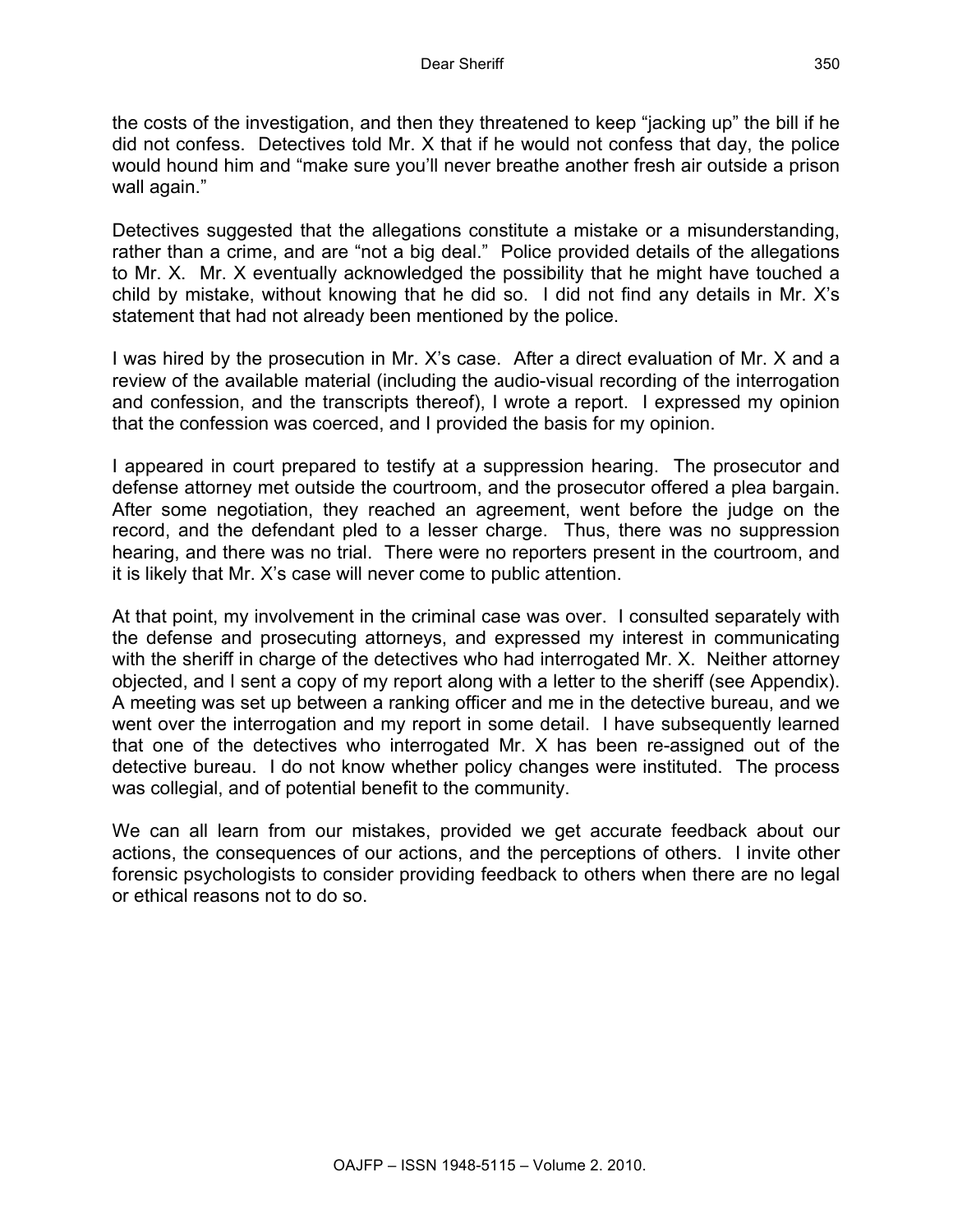the costs of the investigation, and then they threatened to keep "jacking up" the bill if he did not confess. Detectives told Mr. X that if he would not confess that day, the police would hound him and "make sure you'll never breathe another fresh air outside a prison wall again."

Detectives suggested that the allegations constitute a mistake or a misunderstanding, rather than a crime, and are "not a big deal." Police provided details of the allegations to Mr. X. Mr. X eventually acknowledged the possibility that he might have touched a child by mistake, without knowing that he did so. I did not find any details in Mr. X's statement that had not already been mentioned by the police.

I was hired by the prosecution in Mr. X's case. After a direct evaluation of Mr. X and a review of the available material (including the audio-visual recording of the interrogation and confession, and the transcripts thereof), I wrote a report. I expressed my opinion that the confession was coerced, and I provided the basis for my opinion.

I appeared in court prepared to testify at a suppression hearing. The prosecutor and defense attorney met outside the courtroom, and the prosecutor offered a plea bargain. After some negotiation, they reached an agreement, went before the judge on the record, and the defendant pled to a lesser charge. Thus, there was no suppression hearing, and there was no trial. There were no reporters present in the courtroom, and it is likely that Mr. X's case will never come to public attention.

At that point, my involvement in the criminal case was over. I consulted separately with the defense and prosecuting attorneys, and expressed my interest in communicating with the sheriff in charge of the detectives who had interrogated Mr. X. Neither attorney objected, and I sent a copy of my report along with a letter to the sheriff (see Appendix). A meeting was set up between a ranking officer and me in the detective bureau, and we went over the interrogation and my report in some detail. I have subsequently learned that one of the detectives who interrogated Mr. X has been re-assigned out of the detective bureau. I do not know whether policy changes were instituted. The process was collegial, and of potential benefit to the community.

We can all learn from our mistakes, provided we get accurate feedback about our actions, the consequences of our actions, and the perceptions of others. I invite other forensic psychologists to consider providing feedback to others when there are no legal or ethical reasons not to do so.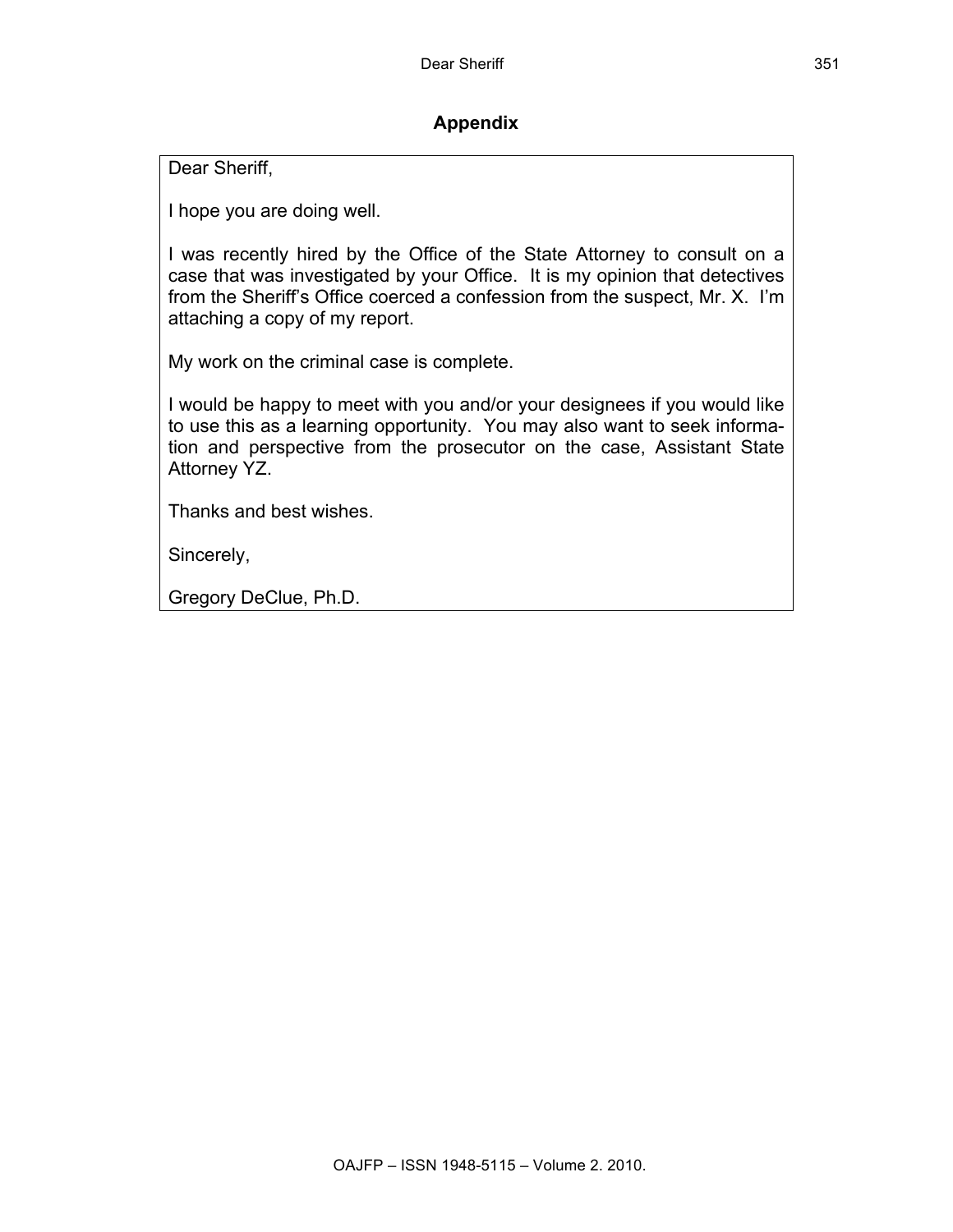## Appendix

Dear Sheriff,

I hope you are doing well.

I was recently hired by the Office of the State Attorney to consult on a case that was investigated by your Office. It is my opinion that detectives from the Sheriff's Office coerced a confession from the suspect, Mr. X. I'm attaching a copy of my report.

My work on the criminal case is complete.

I would be happy to meet with you and/or your designees if you would like to use this as a learning opportunity. You may also want to seek information and perspective from the prosecutor on the case, Assistant State Attorney YZ.

Thanks and best wishes.

Sincerely,

Gregory DeClue, Ph.D.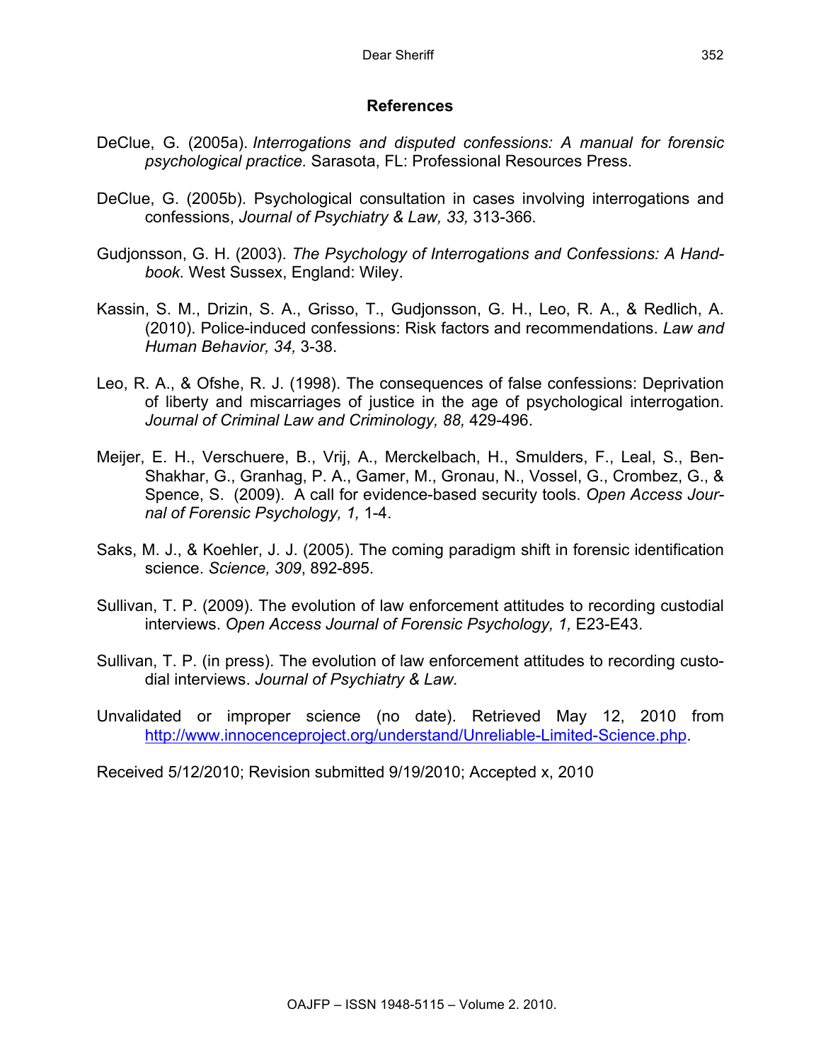## References

DeClue, G. (2005a). *Interrogations and disputed confessions: A manual for forensic psychological practice.* Sarasota, FL: Professional Resources Press.

DeClue, G. (2005b). Psychological consultation in cases involving interrogations and confessions, *Journal of Psychiatry & Law, 33,* 313-366.

Gudjonsson, G. H. (2003). *The Psychology of Interrogations and Confessions: A Handbook.* West Sussex, England: Wiley.

Kassin, S. M., Drizin, S. A., Grisso, T., Gudjonsson, G. H., Leo, R. A., & Redlich, A. (2010). Police-induced confessions: Risk factors and recommendations. *Law and Human Behavior, 34,* 3-38.

Leo, R. A., & Ofshe, R. J. (1998). The consequences of false confessions: Deprivation of liberty and miscarriages of justice in the age of psychological interrogation. *Journal of Criminal Law and Criminology, 88,* 429-496.

Meijer, E. H., Verschuere, B., Vrij, A., Merckelbach, H., Smulders, F., Leal, S., Ben-Shakhar, G., Granhag, P. A., Gamer, M., Gronau, N., Vossel, G., Crombez, G., & Spence, S. (2009). A call for evidence-based security tools. *Open Access Journal of Forensic Psychology, 1,* 1-4.

Saks, M. J., & Koehler, J. J. (2005). The coming paradigm shift in forensic identification science. *Science, 309*, 892-895.

Sullivan, T. P. (2009). The evolution of law enforcement attitudes to recording custodial interviews. *Open Access Journal of Forensic Psychology, 1,* E23-E43.

Sullivan, T. P. (in press). The evolution of law enforcement attitudes to recording custodial interviews. *Journal of Psychiatry & Law.*

Unvalidated or improper science (no date). Retrieved May 12, 2010 from http://www.innocenceproject.org/understand/Unreliable-Limited-Science.php.

Received 5/12/2010; Revision submitted 9/19/2010; Accepted x, 2010